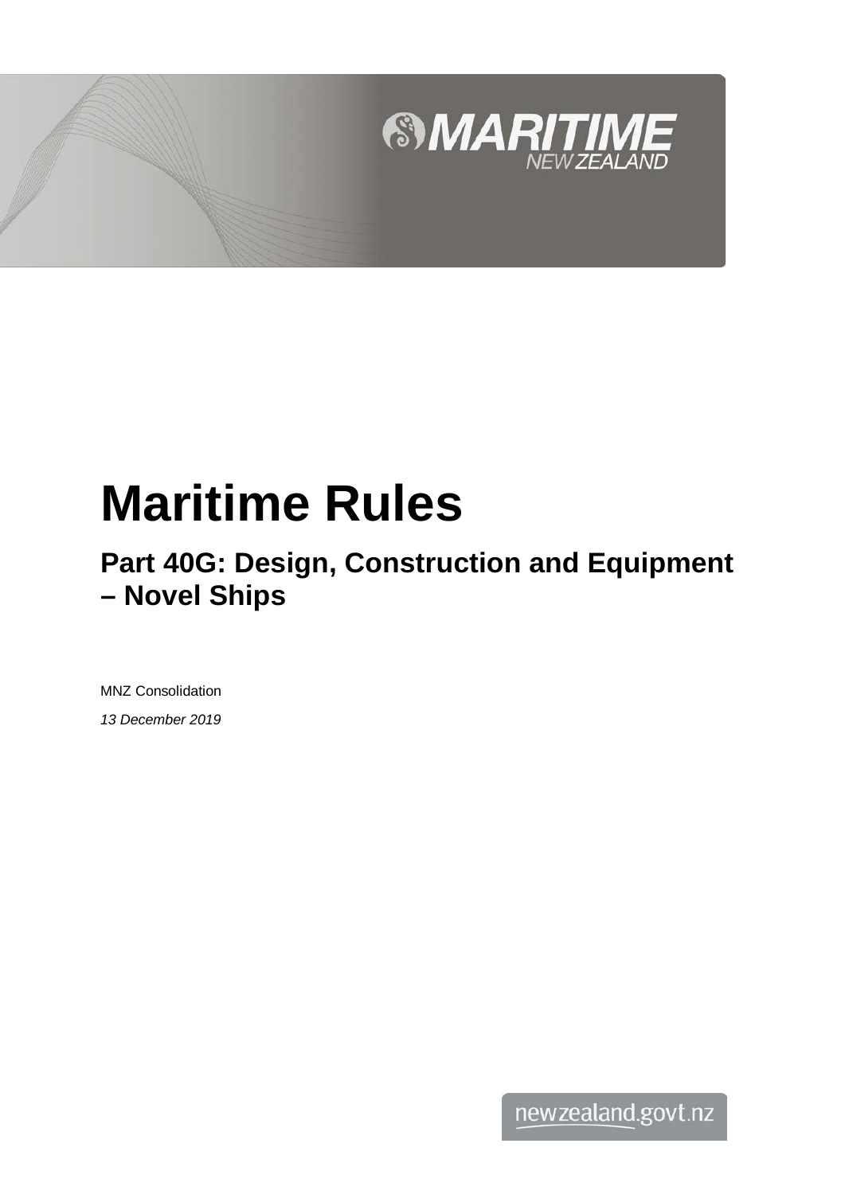# Maritime Rules

## Part 40G: Design, Construction and Equipment – Novel Ships

MNZ Consolidation

*13 December 2019*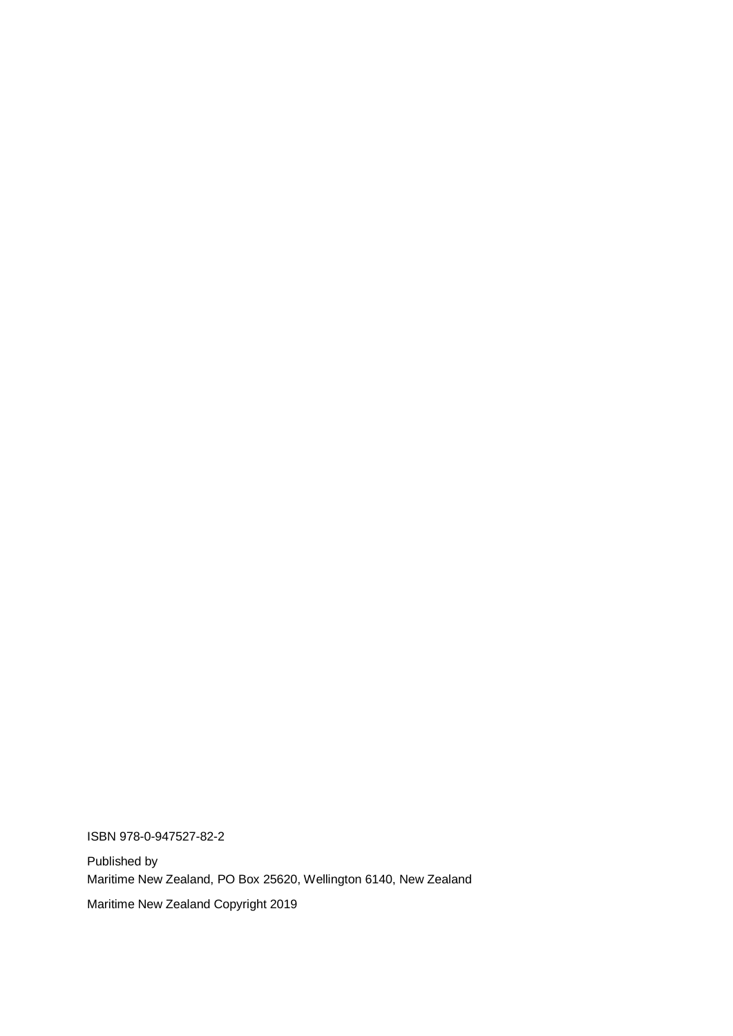ISBN 978-0-947527-82-2

Published by
Maritime New Zealand, PO Box 25620, Wellington 6140, New Zealand

Maritime New Zealand Copyright 2019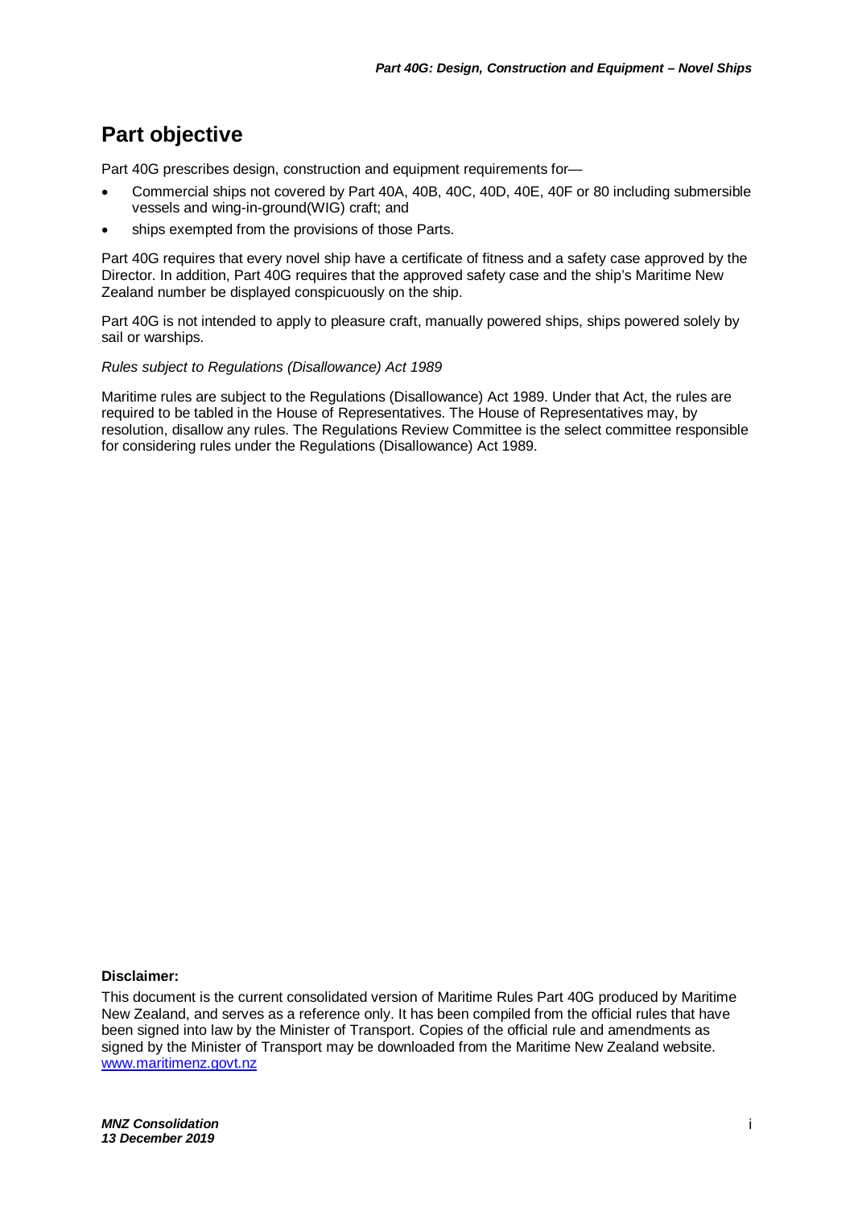# Part objective

Part 40G prescribes design, construction and equipment requirements for—

- Commercial ships not covered by Part 40A, 40B, 40C, 40D, 40E, 40F or 80 including submersible vessels and wing-in-ground(WIG) craft; and
- ships exempted from the provisions of those Parts.

Part 40G requires that every novel ship have a certificate of fitness and a safety case approved by the Director. In addition, Part 40G requires that the approved safety case and the ship's Maritime New Zealand number be displayed conspicuously on the ship.

Part 40G is not intended to apply to pleasure craft, manually powered ships, ships powered solely by sail or warships.

*Rules subject to Regulations (Disallowance) Act 1989*

Maritime rules are subject to the Regulations (Disallowance) Act 1989. Under that Act, the rules are required to be tabled in the House of Representatives. The House of Representatives may, by resolution, disallow any rules. The Regulations Review Committee is the select committee responsible for considering rules under the Regulations (Disallowance) Act 1989.

**Disclaimer:**

This document is the current consolidated version of Maritime Rules Part 40G produced by Maritime New Zealand, and serves as a reference only. It has been compiled from the official rules that have been signed into law by the Minister of Transport. Copies of the official rule and amendments as signed by the Minister of Transport may be downloaded from the Maritime New Zealand website. [www.maritimenz.govt.nz](http://www.maritimenz.govt.nz)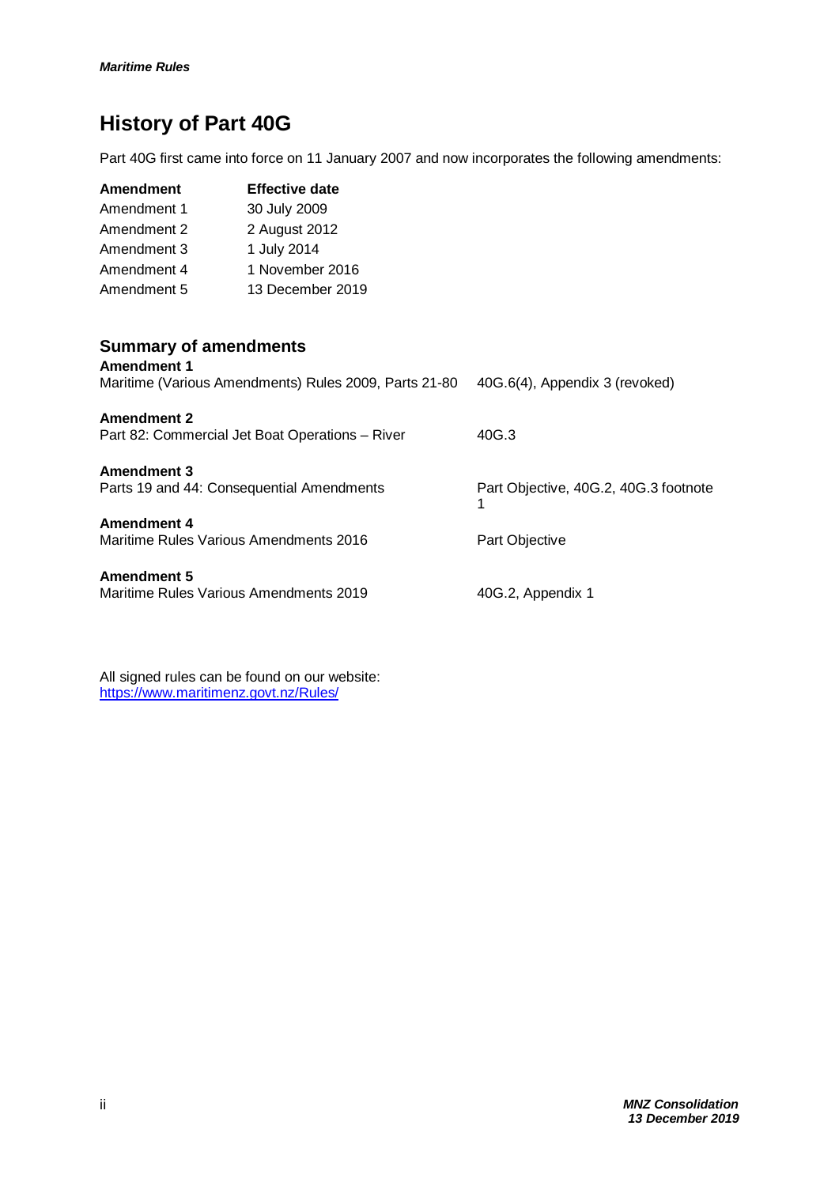# History of Part 40G

Part 40G first came into force on 11 January 2007 and now incorporates the following amendments:

| Amendment | Effective date |
|---|---|
| Amendment 1 | 30 July 2009 |
| Amendment 2 | 2 August 2012 |
| Amendment 3 | 1 July 2014 |
| Amendment 4 | 1 November 2016 |
| Amendment 5 | 13 December 2019 |

## Summary of amendments

**Amendment 1**
Maritime (Various Amendments) Rules 2009, Parts 21-80 — 40G.6(4), Appendix 3 (revoked)

**Amendment 2**
Part 82: Commercial Jet Boat Operations – River — 40G.3

**Amendment 3**
Parts 19 and 44: Consequential Amendments — Part Objective, 40G.2, 40G.3 footnote 1

**Amendment 4**
Maritime Rules Various Amendments 2016 — Part Objective

**Amendment 5**
Maritime Rules Various Amendments 2019 — 40G.2, Appendix 1

All signed rules can be found on our website:
https://www.maritimenz.govt.nz/Rules/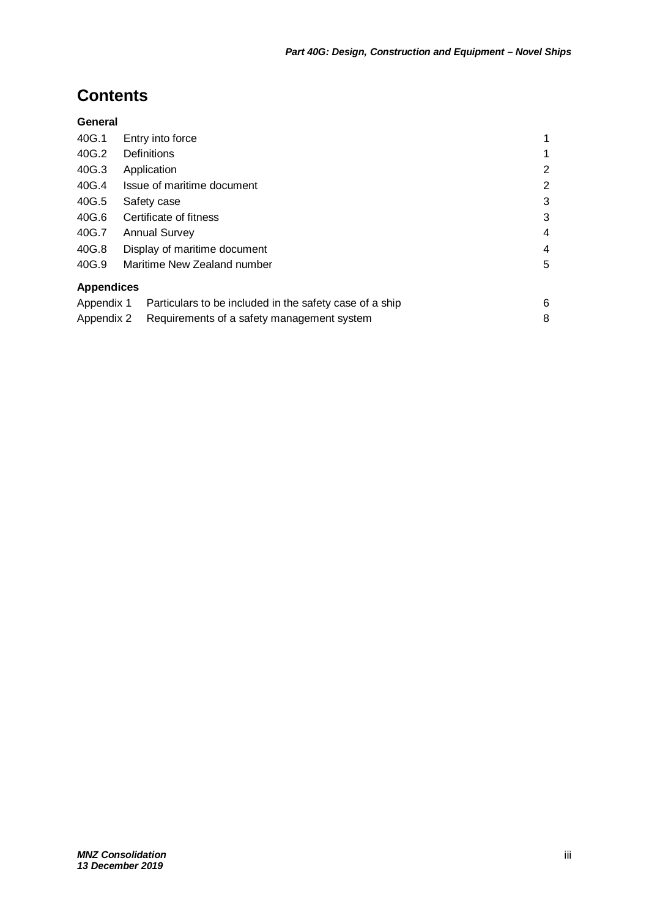# Contents

**General**

| | | |
|---|---|---|
| 40G.1 | Entry into force | 1 |
| 40G.2 | Definitions | 1 |
| 40G.3 | Application | 2 |
| 40G.4 | Issue of maritime document | 2 |
| 40G.5 | Safety case | 3 |
| 40G.6 | Certificate of fitness | 3 |
| 40G.7 | Annual Survey | 4 |
| 40G.8 | Display of maritime document | 4 |
| 40G.9 | Maritime New Zealand number | 5 |

**Appendices**

| | | |
|---|---|---|
| Appendix 1 | Particulars to be included in the safety case of a ship | 6 |
| Appendix 2 | Requirements of a safety management system | 8 |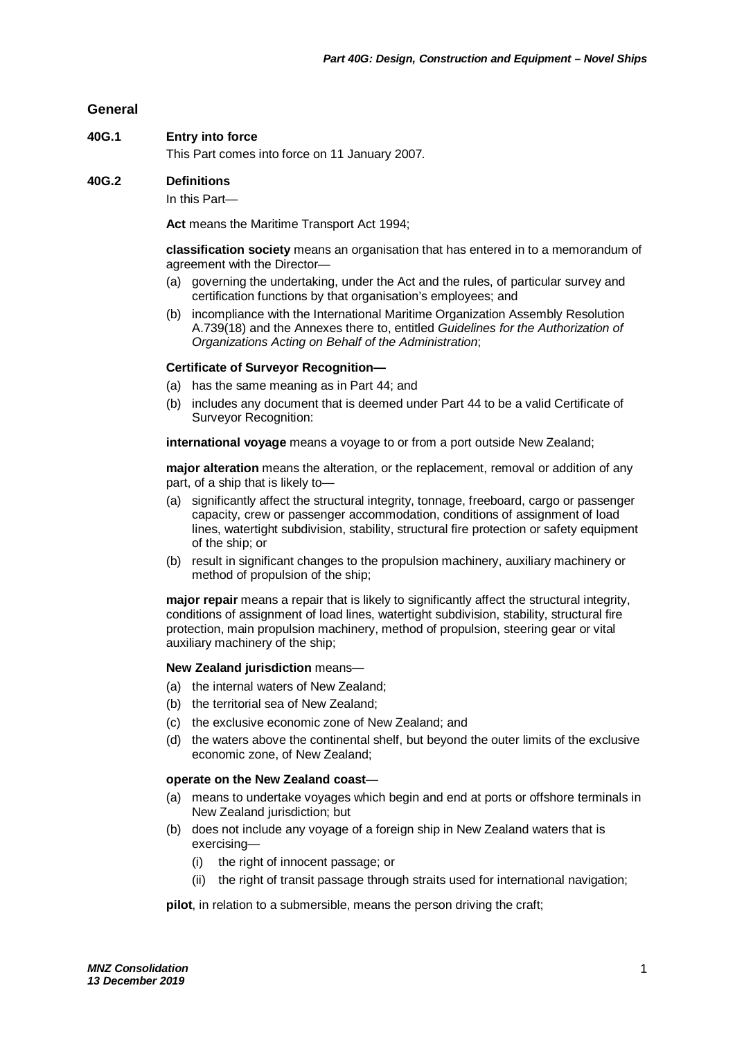## General

**40G.1 Entry into force**

This Part comes into force on 11 January 2007.

**40G.2 Definitions**

In this Part—

**Act** means the Maritime Transport Act 1994;

**classification society** means an organisation that has entered in to a memorandum of agreement with the Director—

- (a) governing the undertaking, under the Act and the rules, of particular survey and certification functions by that organisation's employees; and
- (b) incompliance with the International Maritime Organization Assembly Resolution A.739(18) and the Annexes there to, entitled *Guidelines for the Authorization of Organizations Acting on Behalf of the Administration*;

**Certificate of Surveyor Recognition—**

- (a) has the same meaning as in Part 44; and
- (b) includes any document that is deemed under Part 44 to be a valid Certificate of Surveyor Recognition:

**international voyage** means a voyage to or from a port outside New Zealand;

**major alteration** means the alteration, or the replacement, removal or addition of any part, of a ship that is likely to—

- (a) significantly affect the structural integrity, tonnage, freeboard, cargo or passenger capacity, crew or passenger accommodation, conditions of assignment of load lines, watertight subdivision, stability, structural fire protection or safety equipment of the ship; or
- (b) result in significant changes to the propulsion machinery, auxiliary machinery or method of propulsion of the ship;

**major repair** means a repair that is likely to significantly affect the structural integrity, conditions of assignment of load lines, watertight subdivision, stability, structural fire protection, main propulsion machinery, method of propulsion, steering gear or vital auxiliary machinery of the ship;

**New Zealand jurisdiction** means—

- (a) the internal waters of New Zealand;
- (b) the territorial sea of New Zealand;
- (c) the exclusive economic zone of New Zealand; and
- (d) the waters above the continental shelf, but beyond the outer limits of the exclusive economic zone, of New Zealand;

**operate on the New Zealand coast**—

- (a) means to undertake voyages which begin and end at ports or offshore terminals in New Zealand jurisdiction; but
- (b) does not include any voyage of a foreign ship in New Zealand waters that is exercising—
  - (i) the right of innocent passage; or
  - (ii) the right of transit passage through straits used for international navigation;

**pilot**, in relation to a submersible, means the person driving the craft;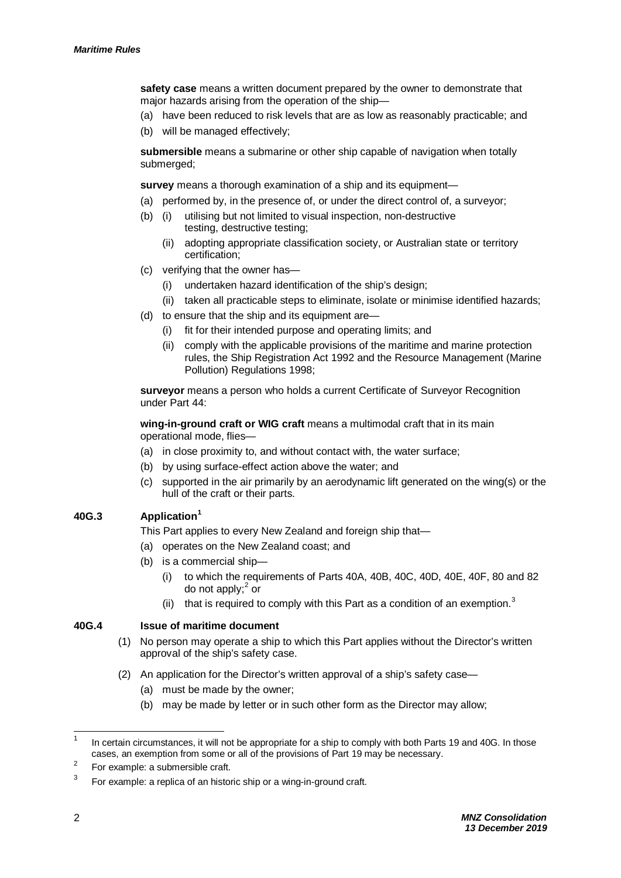**safety case** means a written document prepared by the owner to demonstrate that major hazards arising from the operation of the ship—

(a) have been reduced to risk levels that are as low as reasonably practicable; and
(b) will be managed effectively;

**submersible** means a submarine or other ship capable of navigation when totally submerged;

**survey** means a thorough examination of a ship and its equipment—

(a) performed by, in the presence of, or under the direct control of, a surveyor;
(b) (i) utilising but not limited to visual inspection, non-destructive testing, destructive testing;
  (ii) adopting appropriate classification society, or Australian state or territory certification;
(c) verifying that the owner has—
  (i) undertaken hazard identification of the ship's design;
  (ii) taken all practicable steps to eliminate, isolate or minimise identified hazards;
(d) to ensure that the ship and its equipment are—
  (i) fit for their intended purpose and operating limits; and
  (ii) comply with the applicable provisions of the maritime and marine protection rules, the Ship Registration Act 1992 and the Resource Management (Marine Pollution) Regulations 1998;

**surveyor** means a person who holds a current Certificate of Surveyor Recognition under Part 44:

**wing-in-ground craft or WIG craft** means a multimodal craft that in its main operational mode, flies—

(a) in close proximity to, and without contact with, the water surface;
(b) by using surface-effect action above the water; and
(c) supported in the air primarily by an aerodynamic lift generated on the wing(s) or the hull of the craft or their parts.

### 40G.3 Application[1]

This Part applies to every New Zealand and foreign ship that—

(a) operates on the New Zealand coast; and
(b) is a commercial ship—
  (i) to which the requirements of Parts 40A, 40B, 40C, 40D, 40E, 40F, 80 and 82 do not apply;[2] or
  (ii) that is required to comply with this Part as a condition of an exemption.[3]

### 40G.4 Issue of maritime document

(1) No person may operate a ship to which this Part applies without the Director's written approval of the ship's safety case.

(2) An application for the Director's written approval of a ship's safety case—
  (a) must be made by the owner;
  (b) may be made by letter or in such other form as the Director may allow;

---

[1] In certain circumstances, it will not be appropriate for a ship to comply with both Parts 19 and 40G. In those cases, an exemption from some or all of the provisions of Part 19 may be necessary.

[2] For example: a submersible craft.

[3] For example: a replica of an historic ship or a wing-in-ground craft.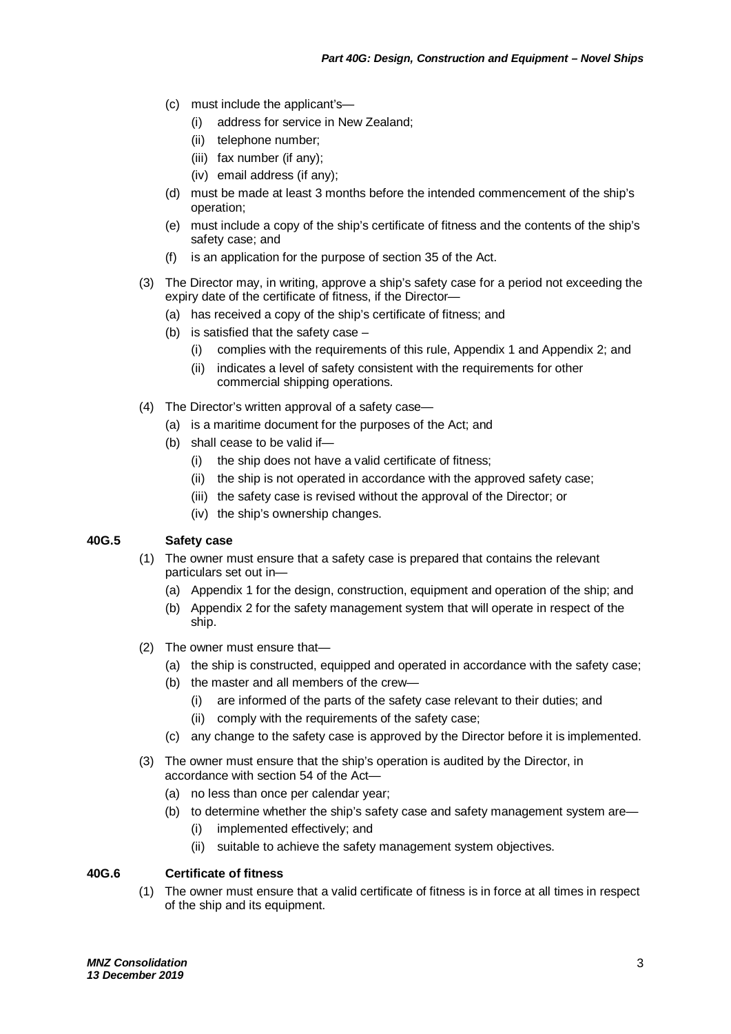(c) must include the applicant's—
   (i) address for service in New Zealand;
   (ii) telephone number;
   (iii) fax number (if any);
   (iv) email address (if any);

(d) must be made at least 3 months before the intended commencement of the ship's operation;

(e) must include a copy of the ship's certificate of fitness and the contents of the ship's safety case; and

(f) is an application for the purpose of section 35 of the Act.

(3) The Director may, in writing, approve a ship's safety case for a period not exceeding the expiry date of the certificate of fitness, if the Director—
   (a) has received a copy of the ship's certificate of fitness; and
   (b) is satisfied that the safety case –
      (i) complies with the requirements of this rule, Appendix 1 and Appendix 2; and
      (ii) indicates a level of safety consistent with the requirements for other commercial shipping operations.

(4) The Director's written approval of a safety case—
   (a) is a maritime document for the purposes of the Act; and
   (b) shall cease to be valid if—
      (i) the ship does not have a valid certificate of fitness;
      (ii) the ship is not operated in accordance with the approved safety case;
      (iii) the safety case is revised without the approval of the Director; or
      (iv) the ship's ownership changes.

## 40G.5 Safety case

(1) The owner must ensure that a safety case is prepared that contains the relevant particulars set out in—
   (a) Appendix 1 for the design, construction, equipment and operation of the ship; and
   (b) Appendix 2 for the safety management system that will operate in respect of the ship.

(2) The owner must ensure that—
   (a) the ship is constructed, equipped and operated in accordance with the safety case;
   (b) the master and all members of the crew—
      (i) are informed of the parts of the safety case relevant to their duties; and
      (ii) comply with the requirements of the safety case;
   (c) any change to the safety case is approved by the Director before it is implemented.

(3) The owner must ensure that the ship's operation is audited by the Director, in accordance with section 54 of the Act—
   (a) no less than once per calendar year;
   (b) to determine whether the ship's safety case and safety management system are—
      (i) implemented effectively; and
      (ii) suitable to achieve the safety management system objectives.

## 40G.6 Certificate of fitness

(1) The owner must ensure that a valid certificate of fitness is in force at all times in respect of the ship and its equipment.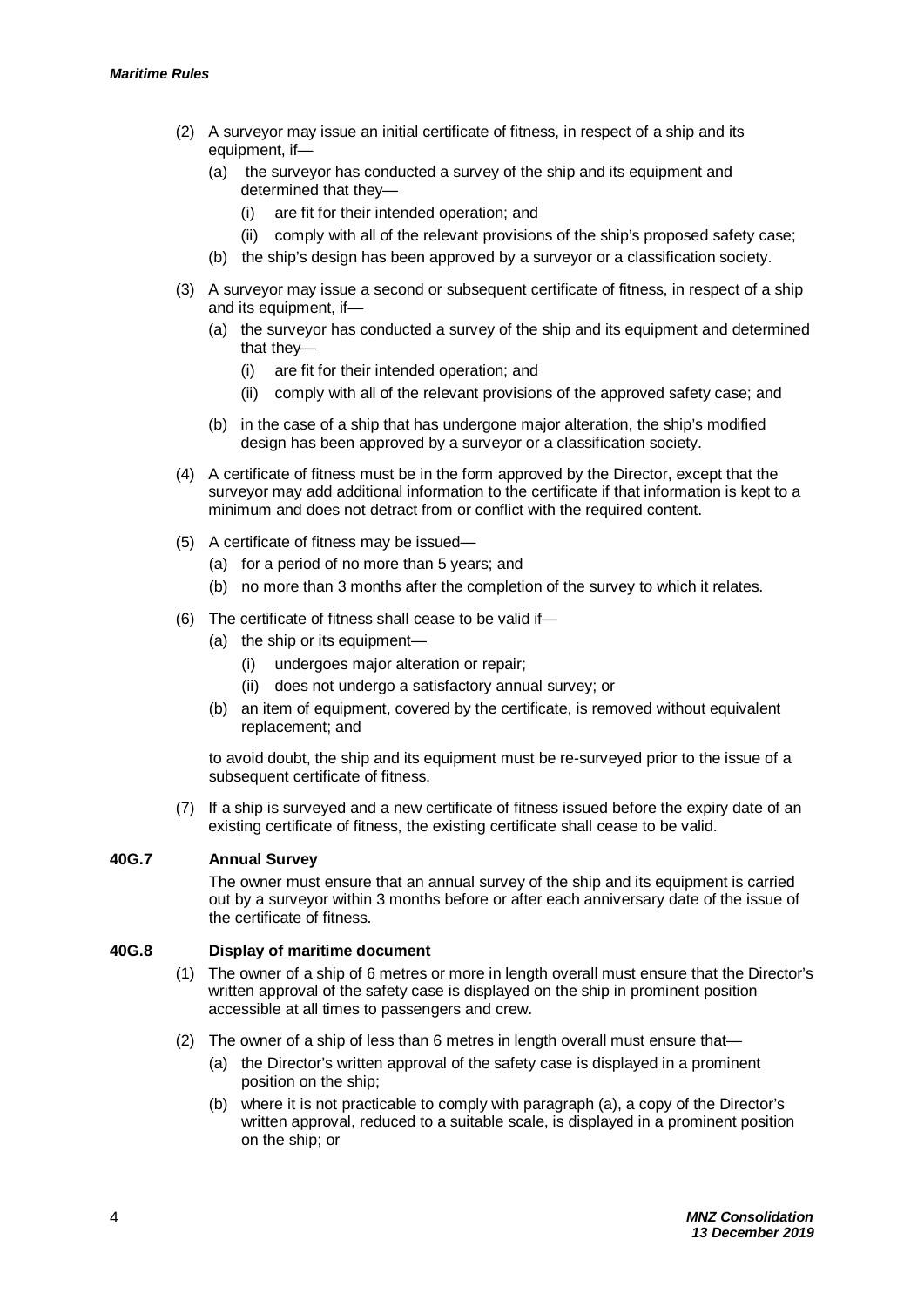(2) A surveyor may issue an initial certificate of fitness, in respect of a ship and its equipment, if—

   (a) the surveyor has conducted a survey of the ship and its equipment and determined that they—

      (i) are fit for their intended operation; and

      (ii) comply with all of the relevant provisions of the ship's proposed safety case;

   (b) the ship's design has been approved by a surveyor or a classification society.

(3) A surveyor may issue a second or subsequent certificate of fitness, in respect of a ship and its equipment, if—

   (a) the surveyor has conducted a survey of the ship and its equipment and determined that they—

      (i) are fit for their intended operation; and

      (ii) comply with all of the relevant provisions of the approved safety case; and

   (b) in the case of a ship that has undergone major alteration, the ship's modified design has been approved by a surveyor or a classification society.

(4) A certificate of fitness must be in the form approved by the Director, except that the surveyor may add additional information to the certificate if that information is kept to a minimum and does not detract from or conflict with the required content.

(5) A certificate of fitness may be issued—

   (a) for a period of no more than 5 years; and

   (b) no more than 3 months after the completion of the survey to which it relates.

(6) The certificate of fitness shall cease to be valid if—

   (a) the ship or its equipment—

      (i) undergoes major alteration or repair;

      (ii) does not undergo a satisfactory annual survey; or

   (b) an item of equipment, covered by the certificate, is removed without equivalent replacement; and

   to avoid doubt, the ship and its equipment must be re-surveyed prior to the issue of a subsequent certificate of fitness.

(7) If a ship is surveyed and a new certificate of fitness issued before the expiry date of an existing certificate of fitness, the existing certificate shall cease to be valid.

### 40G.7 Annual Survey

The owner must ensure that an annual survey of the ship and its equipment is carried out by a surveyor within 3 months before or after each anniversary date of the issue of the certificate of fitness.

### 40G.8 Display of maritime document

(1) The owner of a ship of 6 metres or more in length overall must ensure that the Director's written approval of the safety case is displayed on the ship in prominent position accessible at all times to passengers and crew.

(2) The owner of a ship of less than 6 metres in length overall must ensure that—

   (a) the Director's written approval of the safety case is displayed in a prominent position on the ship;

   (b) where it is not practicable to comply with paragraph (a), a copy of the Director's written approval, reduced to a suitable scale, is displayed in a prominent position on the ship; or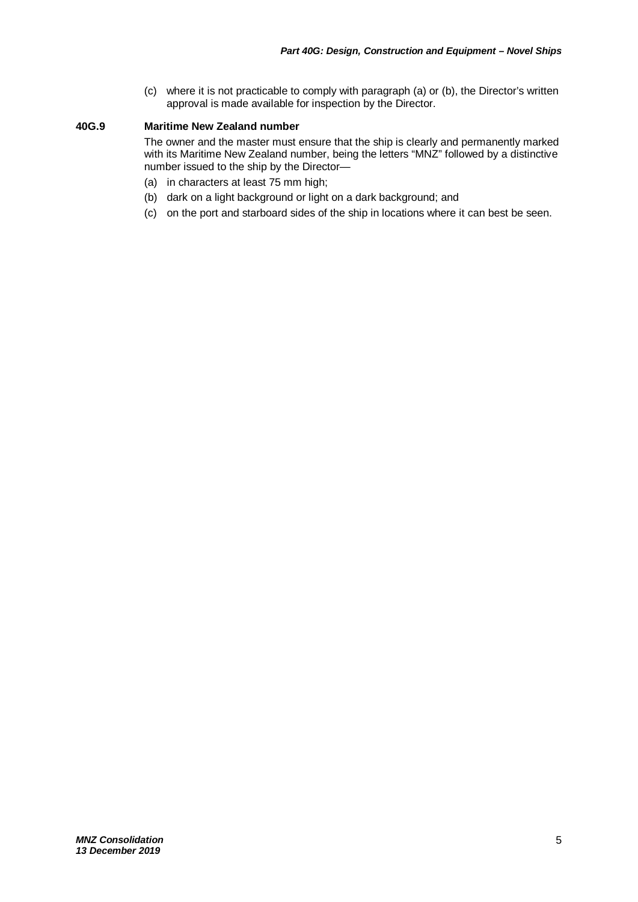(c) where it is not practicable to comply with paragraph (a) or (b), the Director's written approval is made available for inspection by the Director.

### 40G.9 Maritime New Zealand number

The owner and the master must ensure that the ship is clearly and permanently marked with its Maritime New Zealand number, being the letters "MNZ" followed by a distinctive number issued to the ship by the Director—

(a) in characters at least 75 mm high;

(b) dark on a light background or light on a dark background; and

(c) on the port and starboard sides of the ship in locations where it can best be seen.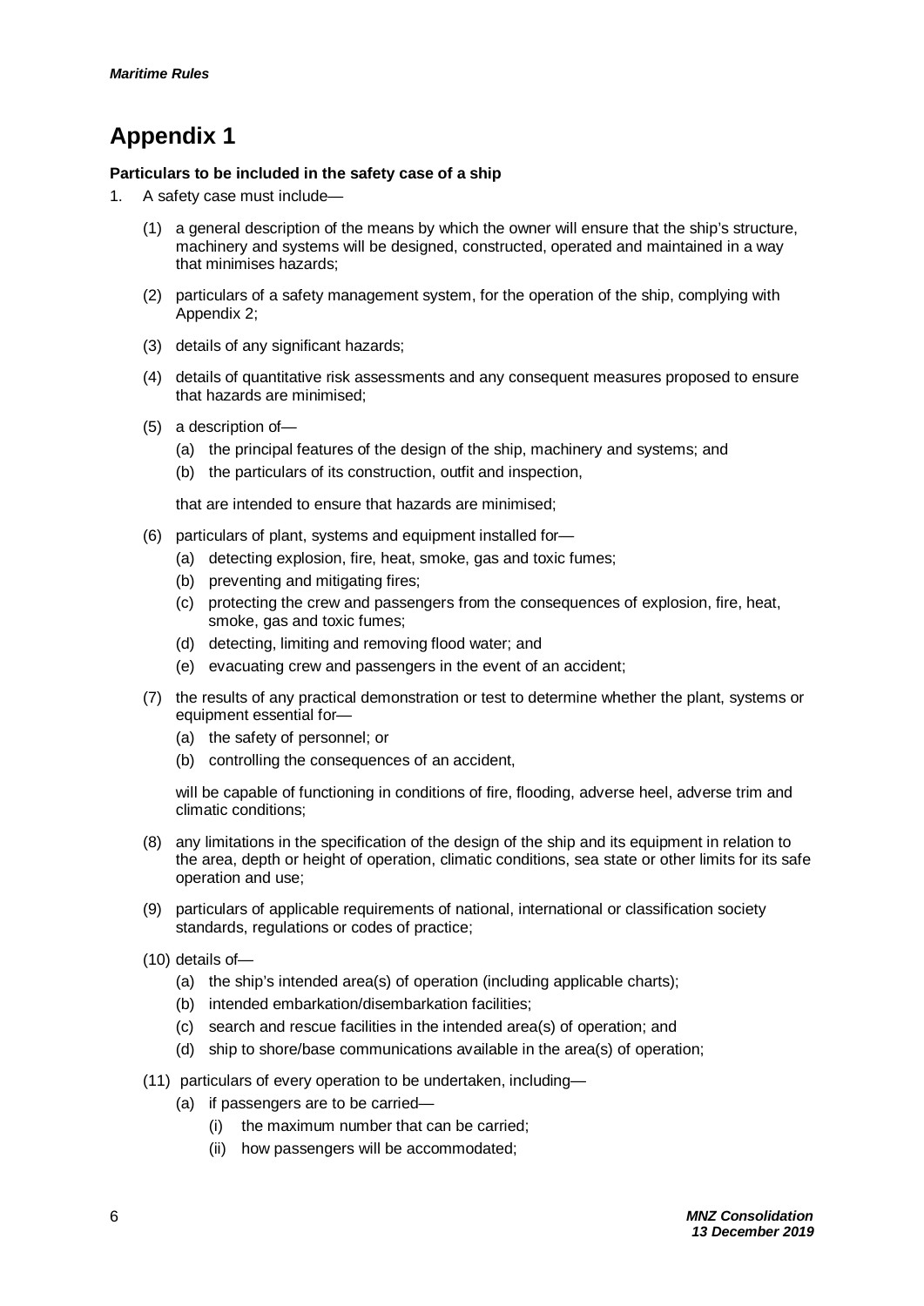# Appendix 1

**Particulars to be included in the safety case of a ship**

1. A safety case must include—

   (1) a general description of the means by which the owner will ensure that the ship's structure, machinery and systems will be designed, constructed, operated and maintained in a way that minimises hazards;

   (2) particulars of a safety management system, for the operation of the ship, complying with Appendix 2;

   (3) details of any significant hazards;

   (4) details of quantitative risk assessments and any consequent measures proposed to ensure that hazards are minimised;

   (5) a description of—

      (a) the principal features of the design of the ship, machinery and systems; and

      (b) the particulars of its construction, outfit and inspection,

      that are intended to ensure that hazards are minimised;

   (6) particulars of plant, systems and equipment installed for—

      (a) detecting explosion, fire, heat, smoke, gas and toxic fumes;

      (b) preventing and mitigating fires;

      (c) protecting the crew and passengers from the consequences of explosion, fire, heat, smoke, gas and toxic fumes;

      (d) detecting, limiting and removing flood water; and

      (e) evacuating crew and passengers in the event of an accident;

   (7) the results of any practical demonstration or test to determine whether the plant, systems or equipment essential for—

      (a) the safety of personnel; or

      (b) controlling the consequences of an accident,

      will be capable of functioning in conditions of fire, flooding, adverse heel, adverse trim and climatic conditions;

   (8) any limitations in the specification of the design of the ship and its equipment in relation to the area, depth or height of operation, climatic conditions, sea state or other limits for its safe operation and use;

   (9) particulars of applicable requirements of national, international or classification society standards, regulations or codes of practice;

   (10) details of—

      (a) the ship's intended area(s) of operation (including applicable charts);

      (b) intended embarkation/disembarkation facilities;

      (c) search and rescue facilities in the intended area(s) of operation; and

      (d) ship to shore/base communications available in the area(s) of operation;

   (11) particulars of every operation to be undertaken, including—

      (a) if passengers are to be carried—

         (i) the maximum number that can be carried;

         (ii) how passengers will be accommodated;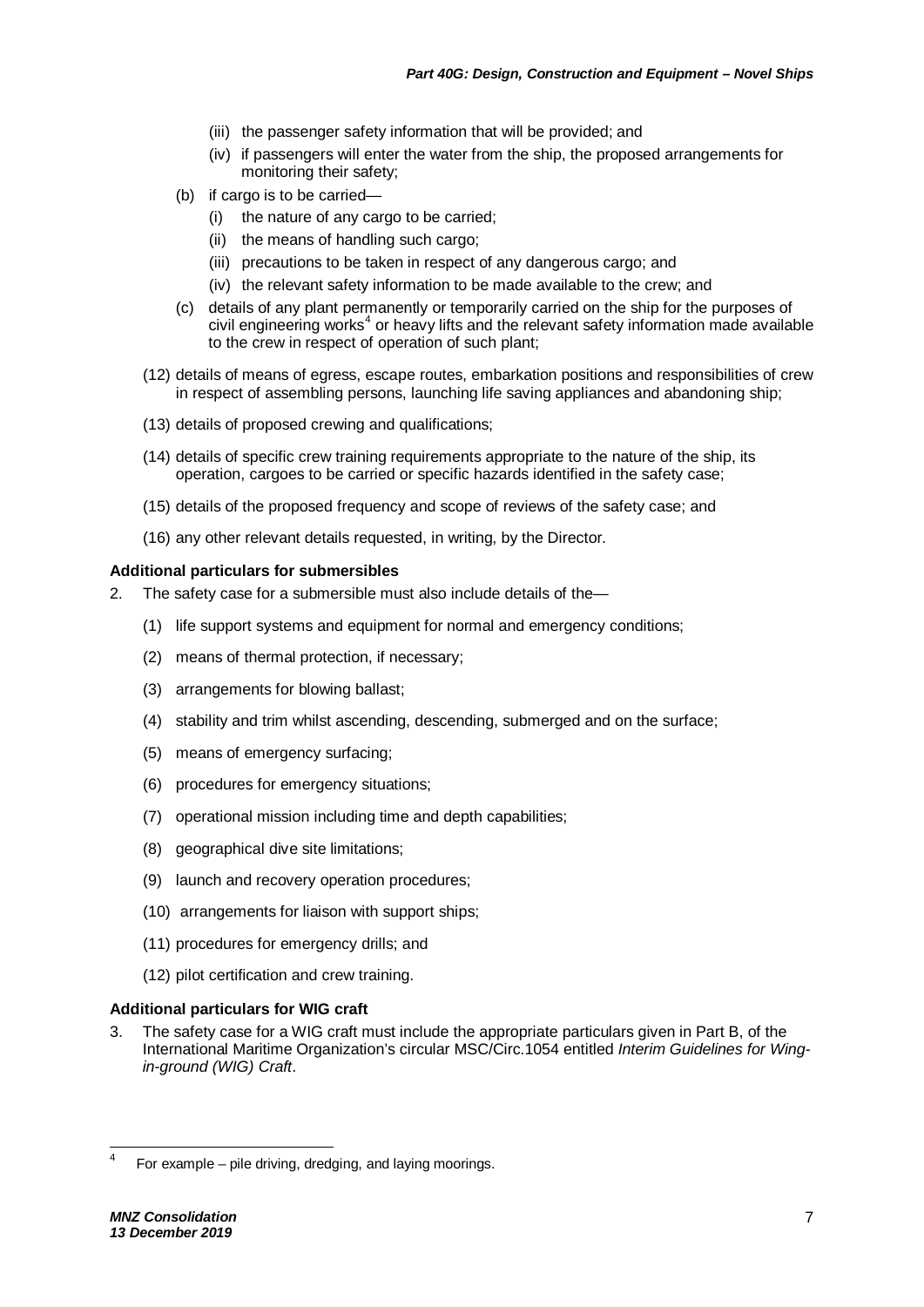(iii) the passenger safety information that will be provided; and

(iv) if passengers will enter the water from the ship, the proposed arrangements for monitoring their safety;

(b) if cargo is to be carried—

(i) the nature of any cargo to be carried;

(ii) the means of handling such cargo;

(iii) precautions to be taken in respect of any dangerous cargo; and

(iv) the relevant safety information to be made available to the crew; and

(c) details of any plant permanently or temporarily carried on the ship for the purposes of civil engineering works[4] or heavy lifts and the relevant safety information made available to the crew in respect of operation of such plant;

(12) details of means of egress, escape routes, embarkation positions and responsibilities of crew in respect of assembling persons, launching life saving appliances and abandoning ship;

(13) details of proposed crewing and qualifications;

(14) details of specific crew training requirements appropriate to the nature of the ship, its operation, cargoes to be carried or specific hazards identified in the safety case;

(15) details of the proposed frequency and scope of reviews of the safety case; and

(16) any other relevant details requested, in writing, by the Director.

**Additional particulars for submersibles**

2. The safety case for a submersible must also include details of the—

(1) life support systems and equipment for normal and emergency conditions;

(2) means of thermal protection, if necessary;

(3) arrangements for blowing ballast;

(4) stability and trim whilst ascending, descending, submerged and on the surface;

(5) means of emergency surfacing;

(6) procedures for emergency situations;

(7) operational mission including time and depth capabilities;

(8) geographical dive site limitations;

(9) launch and recovery operation procedures;

(10) arrangements for liaison with support ships;

(11) procedures for emergency drills; and

(12) pilot certification and crew training.

**Additional particulars for WIG craft**

3. The safety case for a WIG craft must include the appropriate particulars given in Part B, of the International Maritime Organization's circular MSC/Circ.1054 entitled *Interim Guidelines for Wing-in-ground (WIG) Craft*.

---

[4] For example – pile driving, dredging, and laying moorings.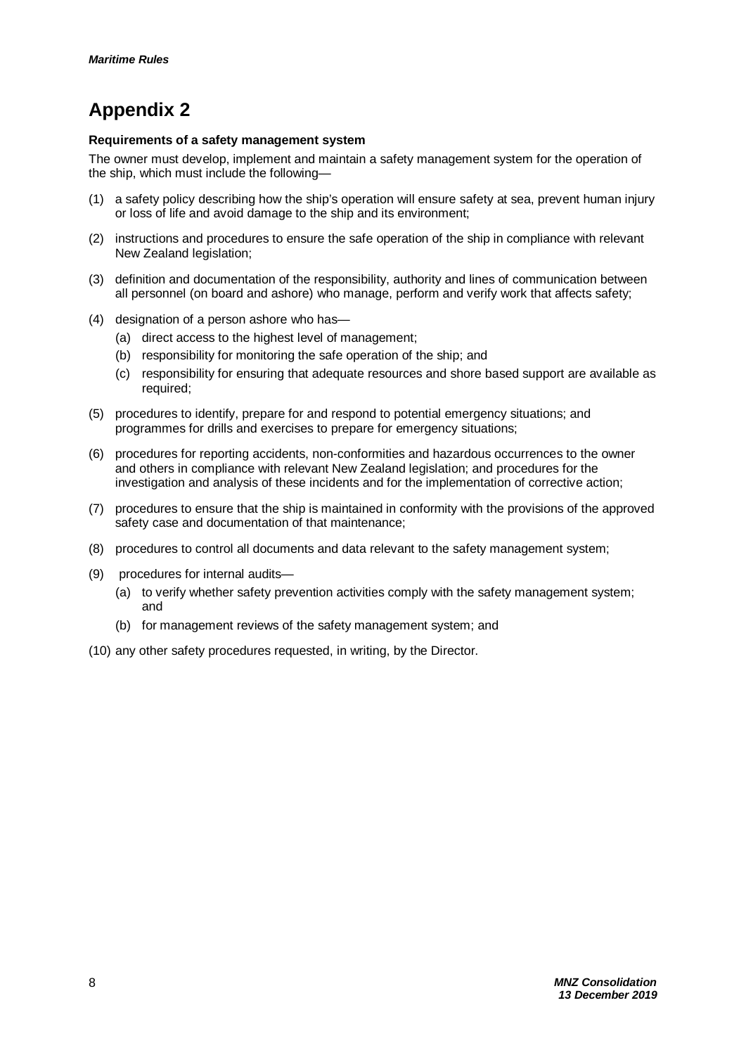# Appendix 2

**Requirements of a safety management system**

The owner must develop, implement and maintain a safety management system for the operation of the ship, which must include the following—

(1) a safety policy describing how the ship's operation will ensure safety at sea, prevent human injury or loss of life and avoid damage to the ship and its environment;

(2) instructions and procedures to ensure the safe operation of the ship in compliance with relevant New Zealand legislation;

(3) definition and documentation of the responsibility, authority and lines of communication between all personnel (on board and ashore) who manage, perform and verify work that affects safety;

(4) designation of a person ashore who has—
   - (a) direct access to the highest level of management;
   - (b) responsibility for monitoring the safe operation of the ship; and
   - (c) responsibility for ensuring that adequate resources and shore based support are available as required;

(5) procedures to identify, prepare for and respond to potential emergency situations; and programmes for drills and exercises to prepare for emergency situations;

(6) procedures for reporting accidents, non-conformities and hazardous occurrences to the owner and others in compliance with relevant New Zealand legislation; and procedures for the investigation and analysis of these incidents and for the implementation of corrective action;

(7) procedures to ensure that the ship is maintained in conformity with the provisions of the approved safety case and documentation of that maintenance;

(8) procedures to control all documents and data relevant to the safety management system;

(9) procedures for internal audits—
   - (a) to verify whether safety prevention activities comply with the safety management system; and
   - (b) for management reviews of the safety management system; and

(10) any other safety procedures requested, in writing, by the Director.